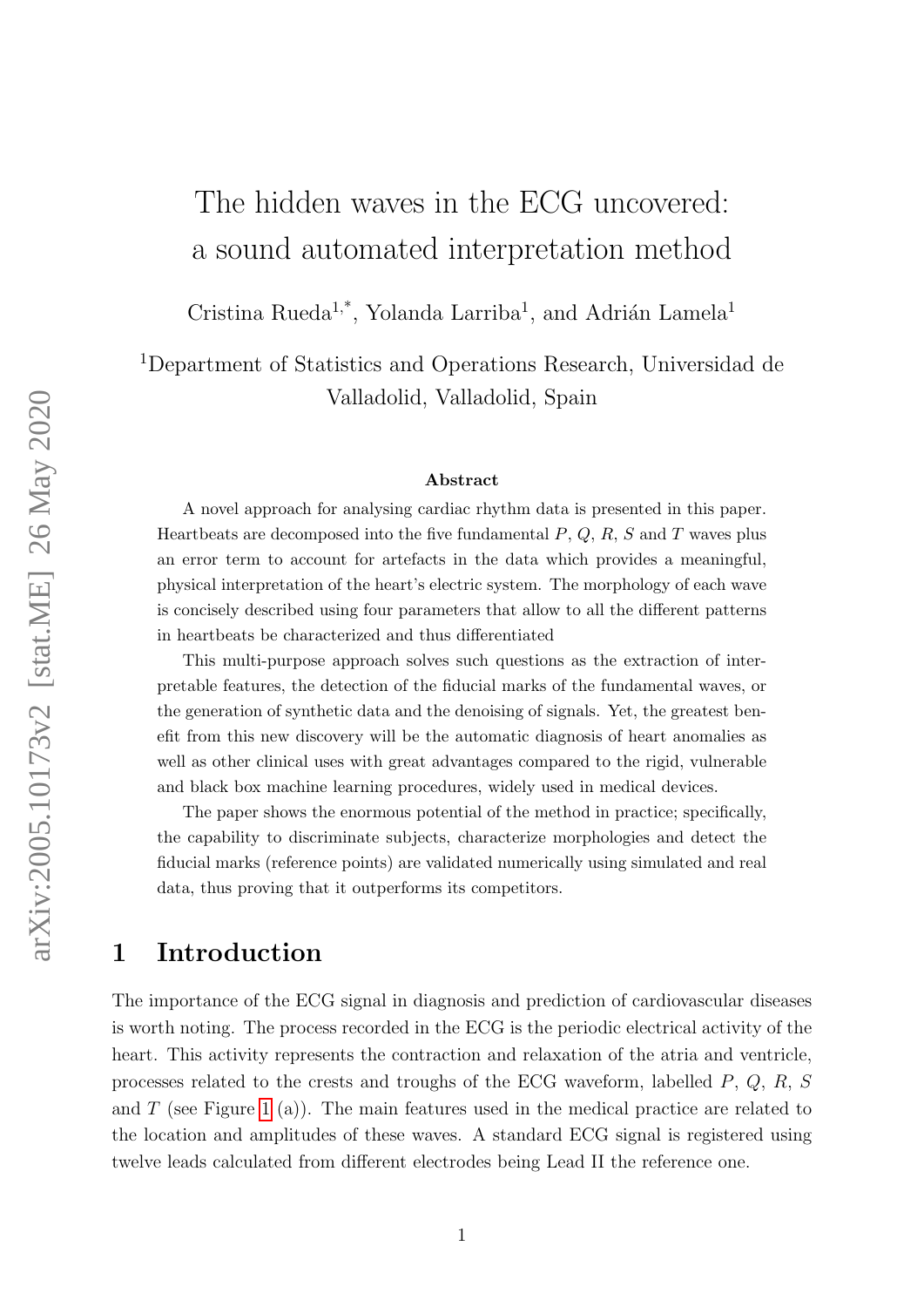# The hidden waves in the ECG uncovered: a sound automated interpretation method

Cristina Rueda[1,*], Yolanda Larriba[1], and Adrián Lamela[1]

[1]Department of Statistics and Operations Research, Universidad de Valladolid, Valladolid, Spain

### Abstract

A novel approach for analysing cardiac rhythm data is presented in this paper. Heartbeats are decomposed into the five fundamental $P$, $Q$, $R$, $S$ and $T$ waves plus an error term to account for artefacts in the data which provides a meaningful, physical interpretation of the heart's electric system. The morphology of each wave is concisely described using four parameters that allow to all the different patterns in heartbeats be characterized and thus differentiated

This multi-purpose approach solves such questions as the extraction of interpretable features, the detection of the fiducial marks of the fundamental waves, or the generation of synthetic data and the denoising of signals. Yet, the greatest benefit from this new discovery will be the automatic diagnosis of heart anomalies as well as other clinical uses with great advantages compared to the rigid, vulnerable and black box machine learning procedures, widely used in medical devices.

The paper shows the enormous potential of the method in practice; specifically, the capability to discriminate subjects, characterize morphologies and detect the fiducial marks (reference points) are validated numerically using simulated and real data, thus proving that it outperforms its competitors.

## 1 Introduction

The importance of the ECG signal in diagnosis and prediction of cardiovascular diseases is worth noting. The process recorded in the ECG is the periodic electrical activity of the heart. This activity represents the contraction and relaxation of the atria and ventricle, processes related to the crests and troughs of the ECG waveform, labelled $P$, $Q$, $R$, $S$ and $T$ (see Figure 1 (a)). The main features used in the medical practice are related to the location and amplitudes of these waves. A standard ECG signal is registered using twelve leads calculated from different electrodes being Lead II the reference one.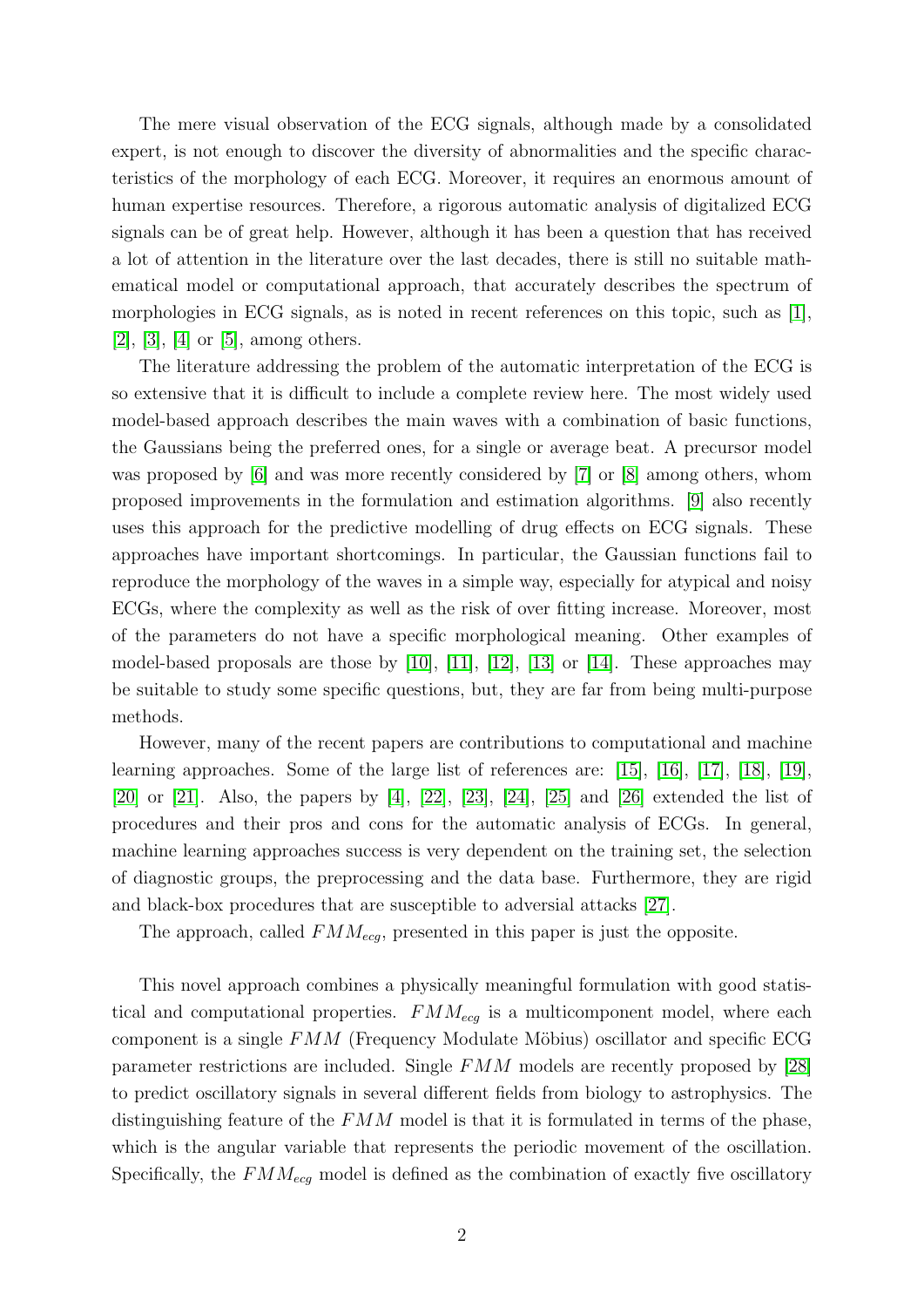The mere visual observation of the ECG signals, although made by a consolidated expert, is not enough to discover the diversity of abnormalities and the specific characteristics of the morphology of each ECG. Moreover, it requires an enormous amount of human expertise resources. Therefore, a rigorous automatic analysis of digitalized ECG signals can be of great help. However, although it has been a question that has received a lot of attention in the literature over the last decades, there is still no suitable mathematical model or computational approach, that accurately describes the spectrum of morphologies in ECG signals, as is noted in recent references on this topic, such as [1], [2], [3], [4] or [5], among others.

The literature addressing the problem of the automatic interpretation of the ECG is so extensive that it is difficult to include a complete review here. The most widely used model-based approach describes the main waves with a combination of basic functions, the Gaussians being the preferred ones, for a single or average beat. A precursor model was proposed by [6] and was more recently considered by [7] or [8] among others, whom proposed improvements in the formulation and estimation algorithms. [9] also recently uses this approach for the predictive modelling of drug effects on ECG signals. These approaches have important shortcomings. In particular, the Gaussian functions fail to reproduce the morphology of the waves in a simple way, especially for atypical and noisy ECGs, where the complexity as well as the risk of over fitting increase. Moreover, most of the parameters do not have a specific morphological meaning. Other examples of model-based proposals are those by [10], [11], [12], [13] or [14]. These approaches may be suitable to study some specific questions, but, they are far from being multi-purpose methods.

However, many of the recent papers are contributions to computational and machine learning approaches. Some of the large list of references are: [15], [16], [17], [18], [19], [20] or [21]. Also, the papers by [4], [22], [23], [24], [25] and [26] extended the list of procedures and their pros and cons for the automatic analysis of ECGs. In general, machine learning approaches success is very dependent on the training set, the selection of diagnostic groups, the preprocessing and the data base. Furthermore, they are rigid and black-box procedures that are susceptible to adversial attacks [27].

The approach, called $FMM_{ecg}$, presented in this paper is just the opposite.

This novel approach combines a physically meaningful formulation with good statistical and computational properties. $FMM_{ecg}$ is a multicomponent model, where each component is a single $FMM$ (Frequency Modulate Möbius) oscillator and specific ECG parameter restrictions are included. Single $FMM$ models are recently proposed by [28] to predict oscillatory signals in several different fields from biology to astrophysics. The distinguishing feature of the $FMM$ model is that it is formulated in terms of the phase, which is the angular variable that represents the periodic movement of the oscillation. Specifically, the $FMM_{ecg}$ model is defined as the combination of exactly five oscillatory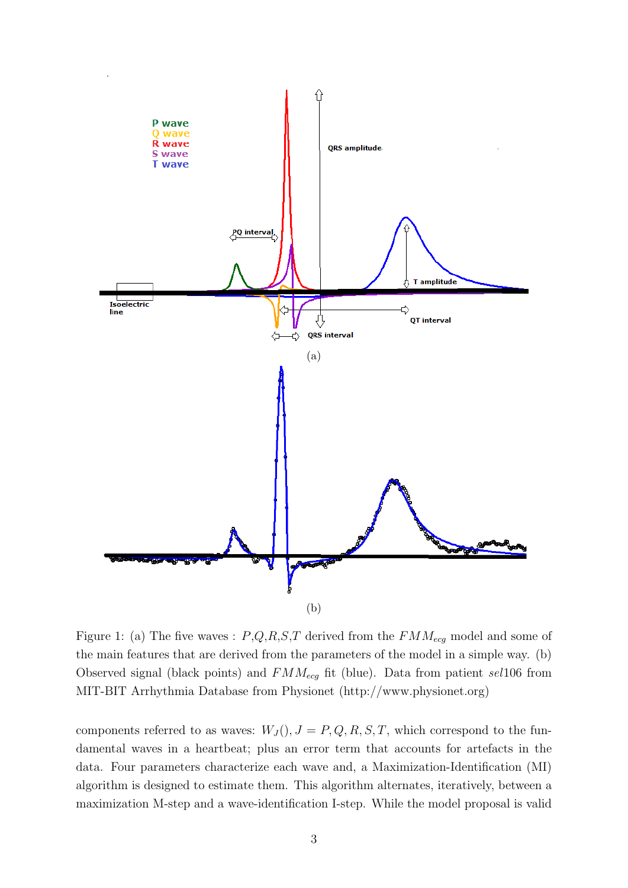Figure 1: (a) The five waves : $P$,$Q$,$R$,$S$,$T$ derived from the $FMM_{ecg}$ model and some of the main features that are derived from the parameters of the model in a simple way. (b) Observed signal (black points) and $FMM_{ecg}$ fit (blue). Data from patient *sel*106 from MIT-BIT Arrhythmia Database from Physionet (http://www.physionet.org)

components referred to as waves: $W_J()$, $J = P, Q, R, S, T$, which correspond to the fundamental waves in a heartbeat; plus an error term that accounts for artefacts in the data. Four parameters characterize each wave and, a Maximization-Identification (MI) algorithm is designed to estimate them. This algorithm alternates, iteratively, between a maximization M-step and a wave-identification I-step. While the model proposal is valid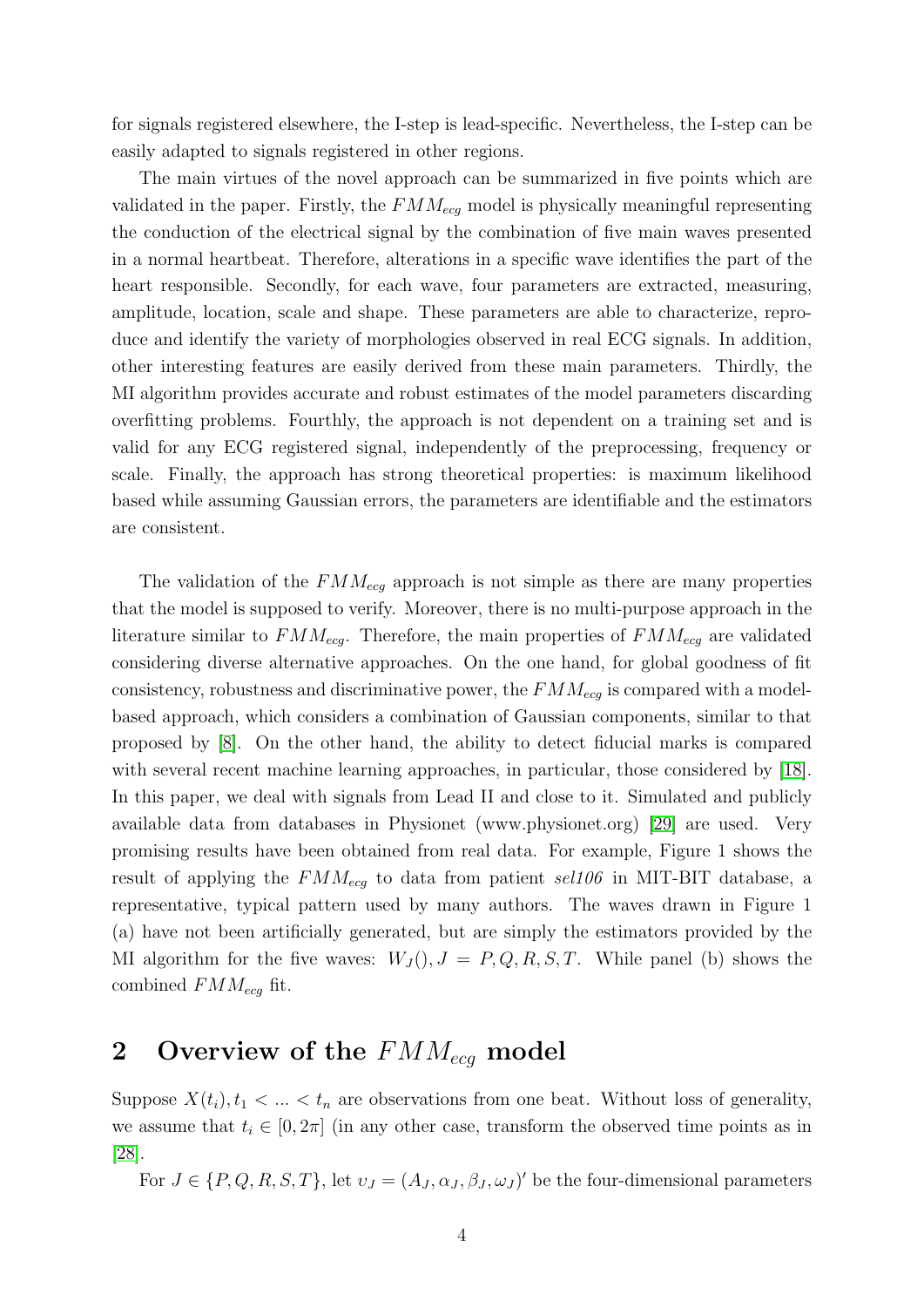for signals registered elsewhere, the I-step is lead-specific. Nevertheless, the I-step can be easily adapted to signals registered in other regions.

The main virtues of the novel approach can be summarized in five points which are validated in the paper. Firstly, the $FMM_{ecg}$ model is physically meaningful representing the conduction of the electrical signal by the combination of five main waves presented in a normal heartbeat. Therefore, alterations in a specific wave identifies the part of the heart responsible. Secondly, for each wave, four parameters are extracted, measuring, amplitude, location, scale and shape. These parameters are able to characterize, reproduce and identify the variety of morphologies observed in real ECG signals. In addition, other interesting features are easily derived from these main parameters. Thirdly, the MI algorithm provides accurate and robust estimates of the model parameters discarding overfitting problems. Fourthly, the approach is not dependent on a training set and is valid for any ECG registered signal, independently of the preprocessing, frequency or scale. Finally, the approach has strong theoretical properties: is maximum likelihood based while assuming Gaussian errors, the parameters are identifiable and the estimators are consistent.

The validation of the $FMM_{ecg}$ approach is not simple as there are many properties that the model is supposed to verify. Moreover, there is no multi-purpose approach in the literature similar to $FMM_{ecg}$. Therefore, the main properties of $FMM_{ecg}$ are validated considering diverse alternative approaches. On the one hand, for global goodness of fit consistency, robustness and discriminative power, the $FMM_{ecg}$ is compared with a model-based approach, which considers a combination of Gaussian components, similar to that proposed by [8]. On the other hand, the ability to detect fiducial marks is compared with several recent machine learning approaches, in particular, those considered by [18]. In this paper, we deal with signals from Lead II and close to it. Simulated and publicly available data from databases in Physionet (www.physionet.org) [29] are used. Very promising results have been obtained from real data. For example, Figure 1 shows the result of applying the $FMM_{ecg}$ to data from patient *sel106* in MIT-BIT database, a representative, typical pattern used by many authors. The waves drawn in Figure 1 (a) have not been artificially generated, but are simply the estimators provided by the MI algorithm for the five waves: $W_J(), J = P, Q, R, S, T$. While panel (b) shows the combined $FMM_{ecg}$ fit.

## 2 Overview of the $FMM_{ecg}$ model

Suppose $X(t_i), t_1 < ... < t_n$ are observations from one beat. Without loss of generality, we assume that $t_i \in [0, 2\pi]$ (in any other case, transform the observed time points as in [28].

For $J \in \{P, Q, R, S, T\}$, let $\upsilon_J = (A_J, \alpha_J, \beta_J, \omega_J)'$ be the four-dimensional parameters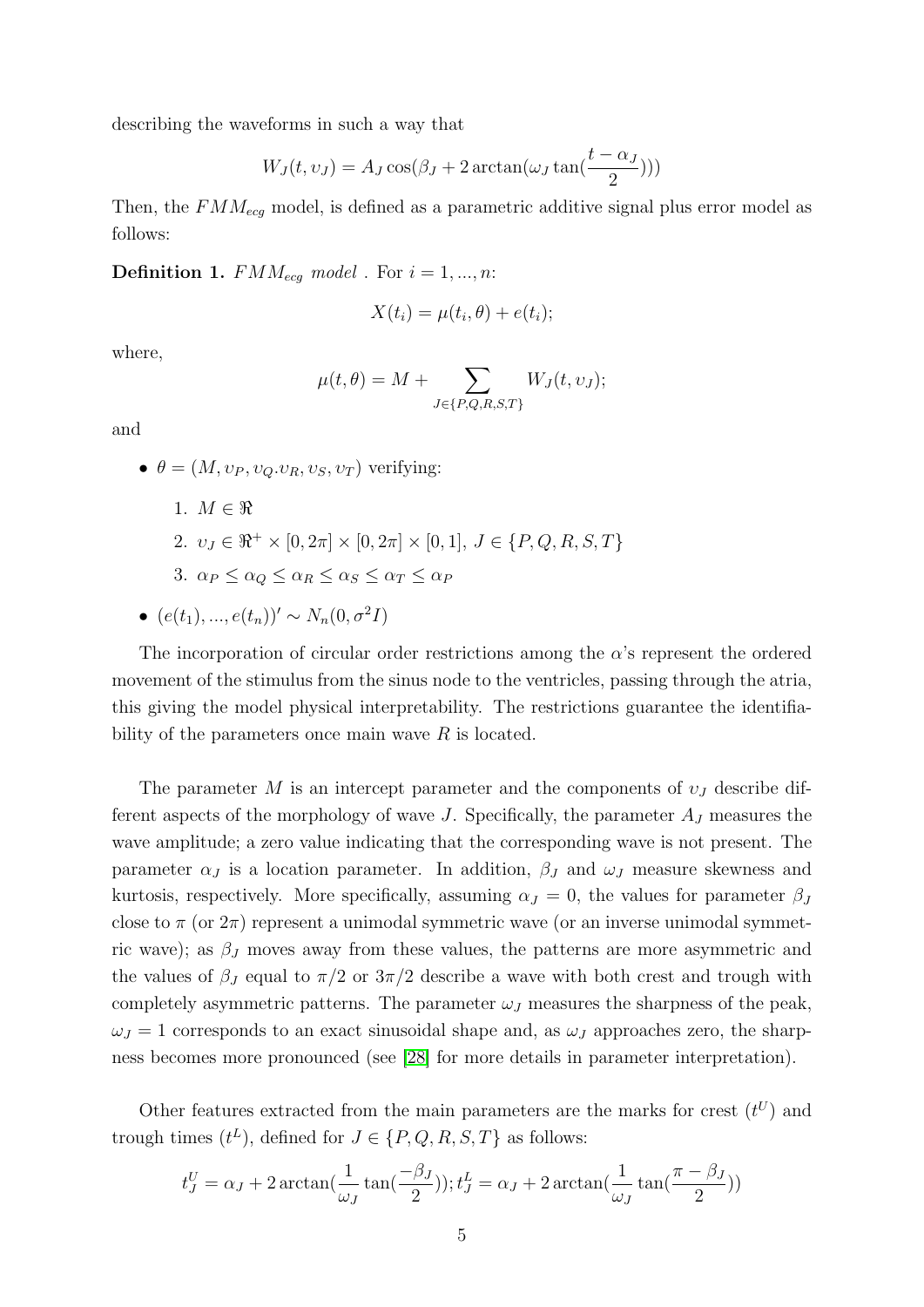describing the waveforms in such a way that

$$W_J(t, \upsilon_J) = A_J \cos(\beta_J + 2\arctan(\omega_J \tan(\frac{t - \alpha_J}{2})))$$

Then, the $FMM_{ecg}$ model, is defined as a parametric additive signal plus error model as follows:

**Definition 1.** *$FMM_{ecg}$ model* . For $i = 1, ..., n$:

$$X(t_i) = \mu(t_i, \theta) + e(t_i);$$

where,

$$\mu(t, \theta) = M + \sum_{J \in \{P,Q,R,S,T\}} W_J(t, \upsilon_J);$$

and

- $\theta = (M, \upsilon_P, \upsilon_Q . \upsilon_R, \upsilon_S, \upsilon_T)$ verifying:
  1. $M \in \Re$
  2. $\upsilon_J \in \Re^+ \times [0, 2\pi] \times [0, 2\pi] \times [0, 1],\ J \in \{P, Q, R, S, T\}$
  3. $\alpha_P \leq \alpha_Q \leq \alpha_R \leq \alpha_S \leq \alpha_T \leq \alpha_P$
- $(e(t_1), ..., e(t_n))' \sim N_n(0, \sigma^2 I)$

The incorporation of circular order restrictions among the $\alpha$'s represent the ordered movement of the stimulus from the sinus node to the ventricles, passing through the atria, this giving the model physical interpretability. The restrictions guarantee the identifiability of the parameters once main wave $R$ is located.

The parameter $M$ is an intercept parameter and the components of $\upsilon_J$ describe different aspects of the morphology of wave $J$. Specifically, the parameter $A_J$ measures the wave amplitude; a zero value indicating that the corresponding wave is not present. The parameter $\alpha_J$ is a location parameter. In addition, $\beta_J$ and $\omega_J$ measure skewness and kurtosis, respectively. More specifically, assuming $\alpha_J = 0$, the values for parameter $\beta_J$ close to $\pi$ (or $2\pi$) represent a unimodal symmetric wave (or an inverse unimodal symmetric wave); as $\beta_J$ moves away from these values, the patterns are more asymmetric and the values of $\beta_J$ equal to $\pi/2$ or $3\pi/2$ describe a wave with both crest and trough with completely asymmetric patterns. The parameter $\omega_J$ measures the sharpness of the peak, $\omega_J = 1$ corresponds to an exact sinusoidal shape and, as $\omega_J$ approaches zero, the sharpness becomes more pronounced (see [28] for more details in parameter interpretation).

Other features extracted from the main parameters are the marks for crest ($t^U$) and trough times ($t^L$), defined for $J \in \{P, Q, R, S, T\}$ as follows:

$$t_J^U = \alpha_J + 2\arctan(\frac{1}{\omega_J} \tan(\frac{-\beta_J}{2})); t_J^L = \alpha_J + 2\arctan(\frac{1}{\omega_J} \tan(\frac{\pi - \beta_J}{2}))$$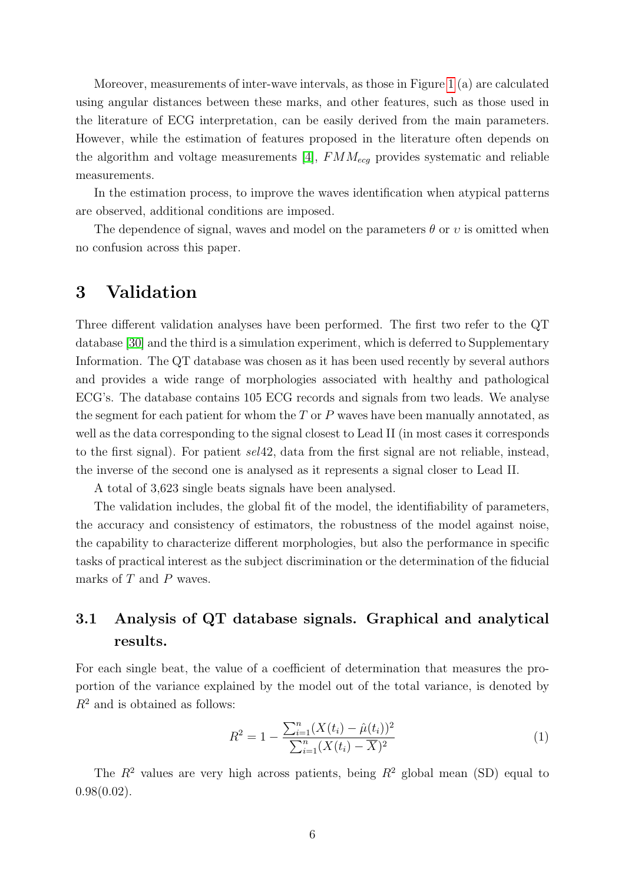Moreover, measurements of inter-wave intervals, as those in Figure 1 (a) are calculated using angular distances between these marks, and other features, such as those used in the literature of ECG interpretation, can be easily derived from the main parameters. However, while the estimation of features proposed in the literature often depends on the algorithm and voltage measurements [4], $FMM_{ecg}$ provides systematic and reliable measurements.

In the estimation process, to improve the waves identification when atypical patterns are observed, additional conditions are imposed.

The dependence of signal, waves and model on the parameters $\theta$ or $\upsilon$ is omitted when no confusion across this paper.

# 3 Validation

Three different validation analyses have been performed. The first two refer to the QT database [30] and the third is a simulation experiment, which is deferred to Supplementary Information. The QT database was chosen as it has been used recently by several authors and provides a wide range of morphologies associated with healthy and pathological ECG's. The database contains 105 ECG records and signals from two leads. We analyse the segment for each patient for whom the $T$ or $P$ waves have been manually annotated, as well as the data corresponding to the signal closest to Lead II (in most cases it corresponds to the first signal). For patient *sel*42, data from the first signal are not reliable, instead, the inverse of the second one is analysed as it represents a signal closer to Lead II.

A total of 3,623 single beats signals have been analysed.

The validation includes, the global fit of the model, the identifiability of parameters, the accuracy and consistency of estimators, the robustness of the model against noise, the capability to characterize different morphologies, but also the performance in specific tasks of practical interest as the subject discrimination or the determination of the fiducial marks of $T$ and $P$ waves.

## 3.1 Analysis of QT database signals. Graphical and analytical results.

For each single beat, the value of a coefficient of determination that measures the proportion of the variance explained by the model out of the total variance, is denoted by $R^2$ and is obtained as follows:

$$R^2 = 1 - \frac{\sum_{i=1}^{n}(X(t_i) - \hat{\mu}(t_i))^2}{\sum_{i=1}^{n}(X(t_i) - \overline{X})^2} \tag{1}$$

The $R^2$ values are very high across patients, being $R^2$ global mean (SD) equal to 0.98(0.02).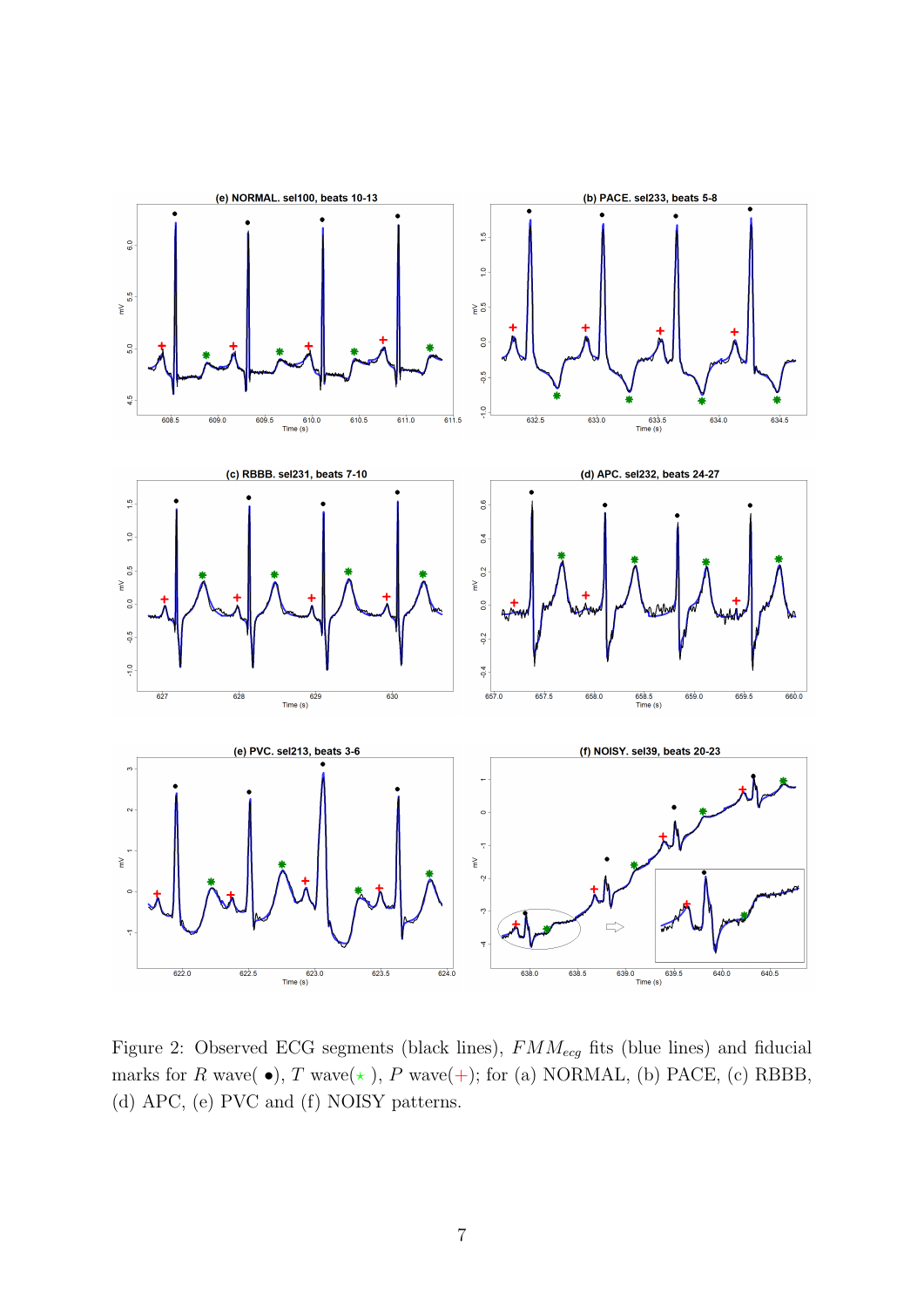Figure 2: Observed ECG segments (black lines), $FMM_{ecg}$ fits (blue lines) and fiducial marks for $R$ wave( $\bullet$), $T$ wave( $\star$ ), $P$ wave($+$); for (a) NORMAL, (b) PACE, (c) RBBB, (d) APC, (e) PVC and (f) NOISY patterns.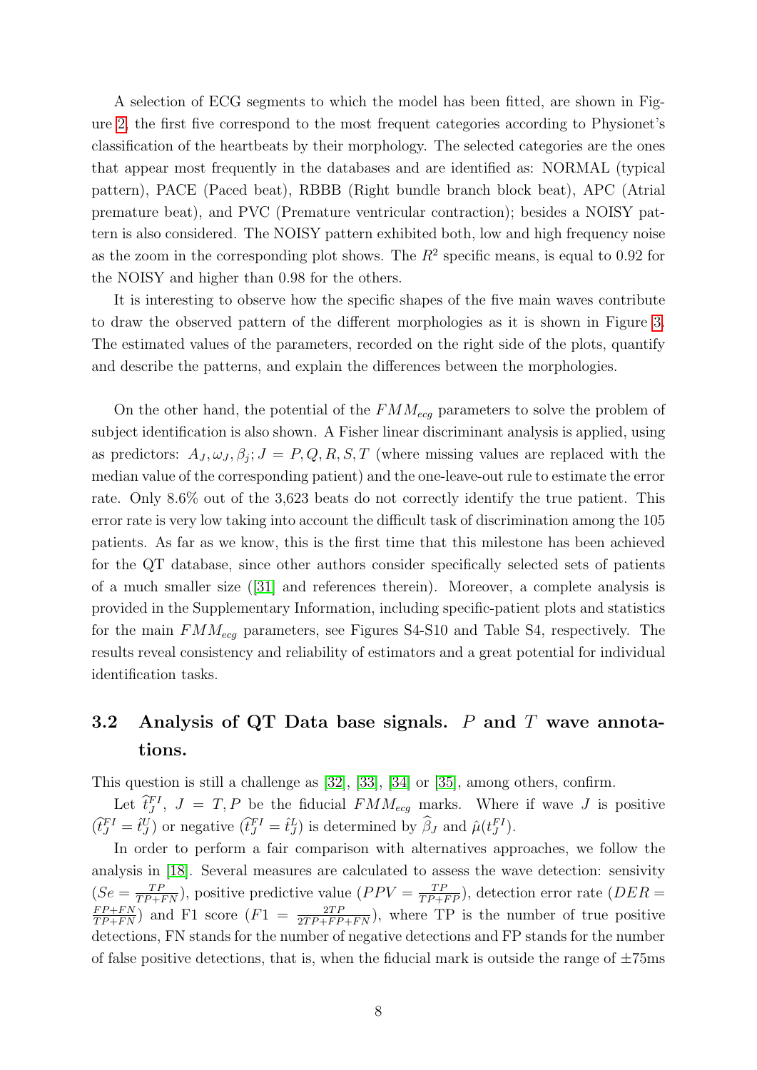A selection of ECG segments to which the model has been fitted, are shown in Figure 2, the first five correspond to the most frequent categories according to Physionet's classification of the heartbeats by their morphology. The selected categories are the ones that appear most frequently in the databases and are identified as: NORMAL (typical pattern), PACE (Paced beat), RBBB (Right bundle branch block beat), APC (Atrial premature beat), and PVC (Premature ventricular contraction); besides a NOISY pattern is also considered. The NOISY pattern exhibited both, low and high frequency noise as the zoom in the corresponding plot shows. The $R^2$ specific means, is equal to 0.92 for the NOISY and higher than 0.98 for the others.

It is interesting to observe how the specific shapes of the five main waves contribute to draw the observed pattern of the different morphologies as it is shown in Figure 3. The estimated values of the parameters, recorded on the right side of the plots, quantify and describe the patterns, and explain the differences between the morphologies.

On the other hand, the potential of the $FMM_{ecg}$ parameters to solve the problem of subject identification is also shown. A Fisher linear discriminant analysis is applied, using as predictors: $A_J, \omega_J, \beta_j; J = P, Q, R, S, T$ (where missing values are replaced with the median value of the corresponding patient) and the one-leave-out rule to estimate the error rate. Only 8.6% out of the 3,623 beats do not correctly identify the true patient. This error rate is very low taking into account the difficult task of discrimination among the 105 patients. As far as we know, this is the first time that this milestone has been achieved for the QT database, since other authors consider specifically selected sets of patients of a much smaller size ([31] and references therein). Moreover, a complete analysis is provided in the Supplementary Information, including specific-patient plots and statistics for the main $FMM_{ecg}$ parameters, see Figures S4-S10 and Table S4, respectively. The results reveal consistency and reliability of estimators and a great potential for individual identification tasks.

## 3.2 Analysis of QT Data base signals. $P$ and $T$ wave annotations.

This question is still a challenge as [32], [33], [34] or [35], among others, confirm.

Let $\widehat{t}_J^{FI}$, $J = T, P$ be the fiducial $FMM_{ecg}$ marks. Where if wave $J$ is positive $(\widehat{t}_J^{FI} = \hat{t}_J^{U})$ or negative $(\widehat{t}_J^{FI} = \hat{t}_J^{L})$ is determined by $\widehat{\beta}_J$ and $\hat{\mu}(t_J^{FI})$.

In order to perform a fair comparison with alternatives approaches, we follow the analysis in [18]. Several measures are calculated to assess the wave detection: sensivity ($Se = \frac{TP}{TP+FN}$), positive predictive value ($PPV = \frac{TP}{TP+FP}$), detection error rate ($DER = \frac{FP+FN}{TP+FN}$) and F1 score ($F1 = \frac{2TP}{2TP+FP+FN}$), where TP is the number of true positive detections, FN stands for the number of negative detections and FP stands for the number of false positive detections, that is, when the fiducial mark is outside the range of ±75ms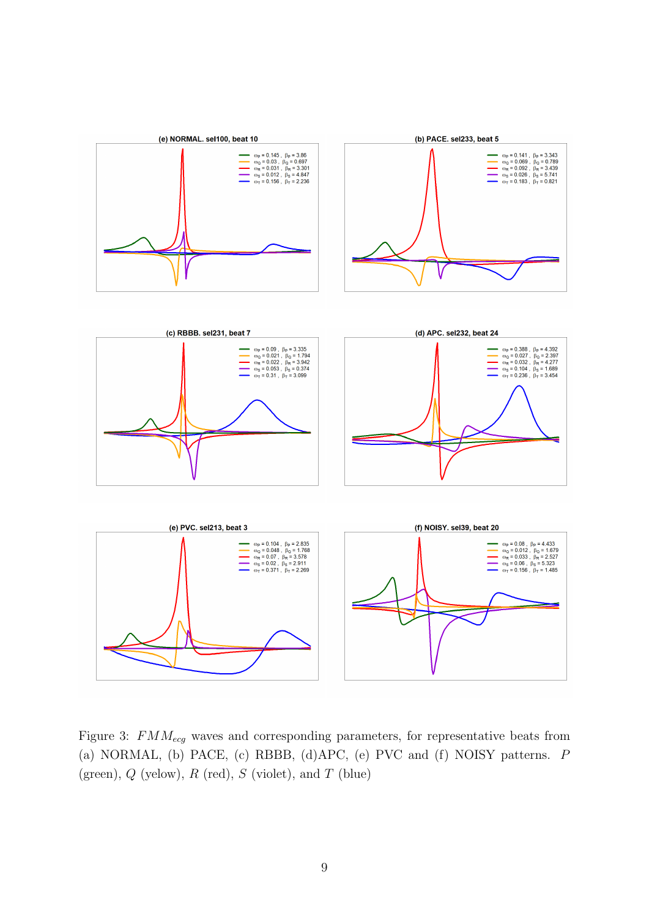Figure 3: $FMM_{ecg}$ waves and corresponding parameters, for representative beats from (a) NORMAL, (b) PACE, (c) RBBB, (d)APC, (e) PVC and (f) NOISY patterns. $P$ (green), $Q$ (yelow), $R$ (red), $S$ (violet), and $T$ (blue)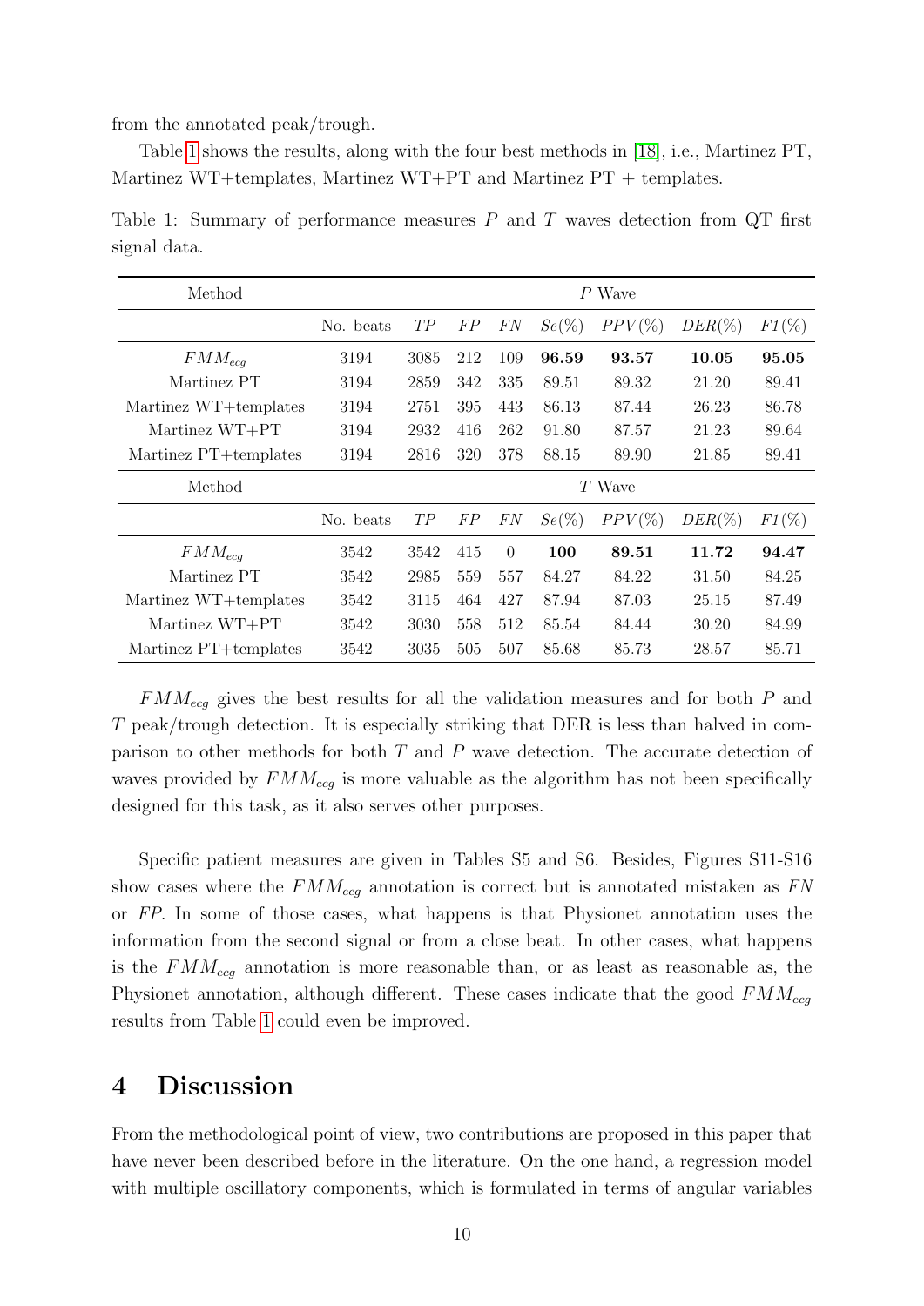from the annotated peak/trough.

Table 1 shows the results, along with the four best methods in [18], i.e., Martinez PT, Martinez WT+templates, Martinez WT+PT and Martinez PT + templates.

Table 1: Summary of performance measures $P$ and $T$ waves detection from QT first signal data.

| Method | $P$ Wave | | | | | | | |
|---|---|---|---|---|---|---|---|---|
| | No. beats | *TP* | *FP* | *FN* | *Se*(%) | *PPV*(%) | *DER*(%) | *F1*(%) |
| $FMM_{ecg}$ | 3194 | 3085 | 212 | 109 | **96.59** | **93.57** | **10.05** | **95.05** |
| Martinez PT | 3194 | 2859 | 342 | 335 | 89.51 | 89.32 | 21.20 | 89.41 |
| Martinez WT+templates | 3194 | 2751 | 395 | 443 | 86.13 | 87.44 | 26.23 | 86.78 |
| Martinez WT+PT | 3194 | 2932 | 416 | 262 | 91.80 | 87.57 | 21.23 | 89.64 |
| Martinez PT+templates | 3194 | 2816 | 320 | 378 | 88.15 | 89.90 | 21.85 | 89.41 |
| Method | $T$ Wave | | | | | | | |
| | No. beats | *TP* | *FP* | *FN* | *Se*(%) | *PPV*(%) | *DER*(%) | *F1*(%) |
| $FMM_{ecg}$ | 3542 | 3542 | 415 | 0 | **100** | **89.51** | **11.72** | **94.47** |
| Martinez PT | 3542 | 2985 | 559 | 557 | 84.27 | 84.22 | 31.50 | 84.25 |
| Martinez WT+templates | 3542 | 3115 | 464 | 427 | 87.94 | 87.03 | 25.15 | 87.49 |
| Martinez WT+PT | 3542 | 3030 | 558 | 512 | 85.54 | 84.44 | 30.20 | 84.99 |
| Martinez PT+templates | 3542 | 3035 | 505 | 507 | 85.68 | 85.73 | 28.57 | 85.71 |

$FMM_{ecg}$ gives the best results for all the validation measures and for both $P$ and $T$ peak/trough detection. It is especially striking that DER is less than halved in comparison to other methods for both $T$ and $P$ wave detection. The accurate detection of waves provided by $FMM_{ecg}$ is more valuable as the algorithm has not been specifically designed for this task, as it also serves other purposes.

Specific patient measures are given in Tables S5 and S6. Besides, Figures S11-S16 show cases where the $FMM_{ecg}$ annotation is correct but is annotated mistaken as *FN* or *FP*. In some of those cases, what happens is that Physionet annotation uses the information from the second signal or from a close beat. In other cases, what happens is the $FMM_{ecg}$ annotation is more reasonable than, or as least as reasonable as, the Physionet annotation, although different. These cases indicate that the good $FMM_{ecg}$ results from Table 1 could even be improved.

# 4 Discussion

From the methodological point of view, two contributions are proposed in this paper that have never been described before in the literature. On the one hand, a regression model with multiple oscillatory components, which is formulated in terms of angular variables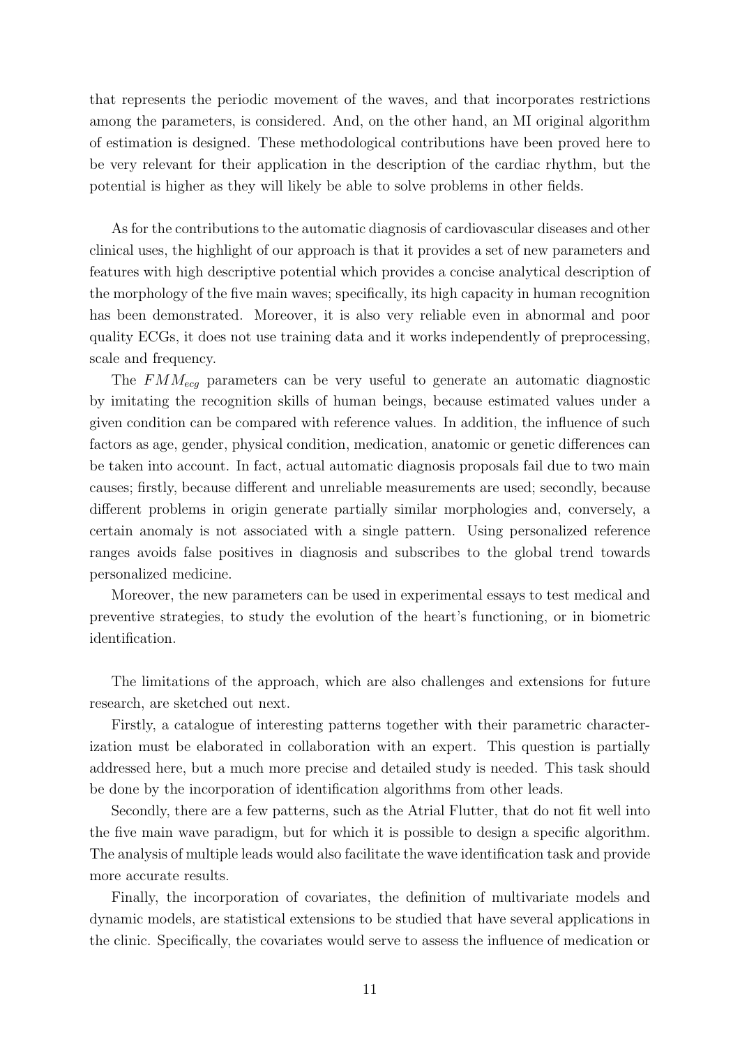that represents the periodic movement of the waves, and that incorporates restrictions among the parameters, is considered. And, on the other hand, an MI original algorithm of estimation is designed. These methodological contributions have been proved here to be very relevant for their application in the description of the cardiac rhythm, but the potential is higher as they will likely be able to solve problems in other fields.

As for the contributions to the automatic diagnosis of cardiovascular diseases and other clinical uses, the highlight of our approach is that it provides a set of new parameters and features with high descriptive potential which provides a concise analytical description of the morphology of the five main waves; specifically, its high capacity in human recognition has been demonstrated. Moreover, it is also very reliable even in abnormal and poor quality ECGs, it does not use training data and it works independently of preprocessing, scale and frequency.

The $FMM_{ecg}$ parameters can be very useful to generate an automatic diagnostic by imitating the recognition skills of human beings, because estimated values under a given condition can be compared with reference values. In addition, the influence of such factors as age, gender, physical condition, medication, anatomic or genetic differences can be taken into account. In fact, actual automatic diagnosis proposals fail due to two main causes; firstly, because different and unreliable measurements are used; secondly, because different problems in origin generate partially similar morphologies and, conversely, a certain anomaly is not associated with a single pattern. Using personalized reference ranges avoids false positives in diagnosis and subscribes to the global trend towards personalized medicine.

Moreover, the new parameters can be used in experimental essays to test medical and preventive strategies, to study the evolution of the heart's functioning, or in biometric identification.

The limitations of the approach, which are also challenges and extensions for future research, are sketched out next.

Firstly, a catalogue of interesting patterns together with their parametric characterization must be elaborated in collaboration with an expert. This question is partially addressed here, but a much more precise and detailed study is needed. This task should be done by the incorporation of identification algorithms from other leads.

Secondly, there are a few patterns, such as the Atrial Flutter, that do not fit well into the five main wave paradigm, but for which it is possible to design a specific algorithm. The analysis of multiple leads would also facilitate the wave identification task and provide more accurate results.

Finally, the incorporation of covariates, the definition of multivariate models and dynamic models, are statistical extensions to be studied that have several applications in the clinic. Specifically, the covariates would serve to assess the influence of medication or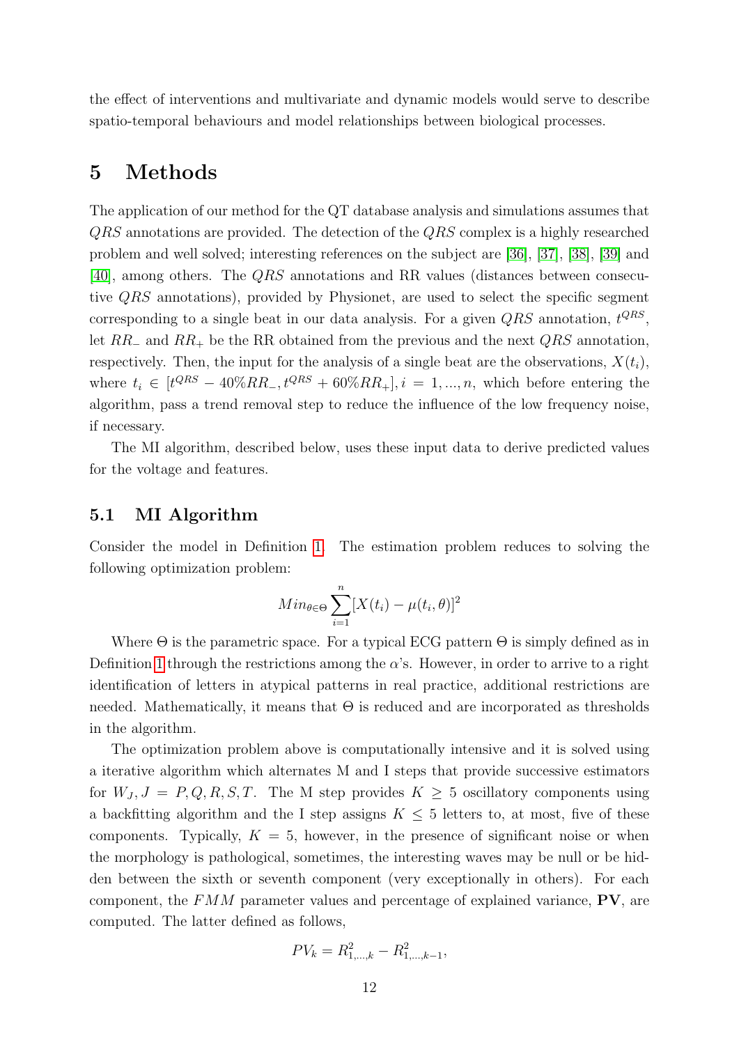the effect of interventions and multivariate and dynamic models would serve to describe spatio-temporal behaviours and model relationships between biological processes.

# 5 Methods

The application of our method for the QT database analysis and simulations assumes that $QRS$ annotations are provided. The detection of the $QRS$ complex is a highly researched problem and well solved; interesting references on the subject are [36], [37], [38], [39] and [40], among others. The $QRS$ annotations and RR values (distances between consecutive $QRS$ annotations), provided by Physionet, are used to select the specific segment corresponding to a single beat in our data analysis. For a given $QRS$ annotation, $t^{QRS}$, let $RR_-$ and $RR_+$ be the RR obtained from the previous and the next $QRS$ annotation, respectively. Then, the input for the analysis of a single beat are the observations, $X(t_i)$, where $t_i \in [t^{QRS} - 40\%RR_-, t^{QRS} + 60\%RR_+], i = 1, ..., n$, which before entering the algorithm, pass a trend removal step to reduce the influence of the low frequency noise, if necessary.

The MI algorithm, described below, uses these input data to derive predicted values for the voltage and features.

## 5.1 MI Algorithm

Consider the model in Definition 1. The estimation problem reduces to solving the following optimization problem:

$$Min_{\theta \in \Theta} \sum_{i=1}^{n} [X(t_i) - \mu(t_i, \theta)]^2$$

Where $\Theta$ is the parametric space. For a typical ECG pattern $\Theta$ is simply defined as in Definition 1 through the restrictions among the $\alpha$'s. However, in order to arrive to a right identification of letters in atypical patterns in real practice, additional restrictions are needed. Mathematically, it means that $\Theta$ is reduced and are incorporated as thresholds in the algorithm.

The optimization problem above is computationally intensive and it is solved using a iterative algorithm which alternates M and I steps that provide successive estimators for $W_J, J = P, Q, R, S, T$. The M step provides $K \geq 5$ oscillatory components using a backfitting algorithm and the I step assigns $K \leq 5$ letters to, at most, five of these components. Typically, $K = 5$, however, in the presence of significant noise or when the morphology is pathological, sometimes, the interesting waves may be null or be hidden between the sixth or seventh component (very exceptionally in others). For each component, the $FMM$ parameter values and percentage of explained variance, $\mathbf{PV}$, are computed. The latter defined as follows,

$$PV_k = R^2_{1,\dots,k} - R^2_{1,\dots,k-1},$$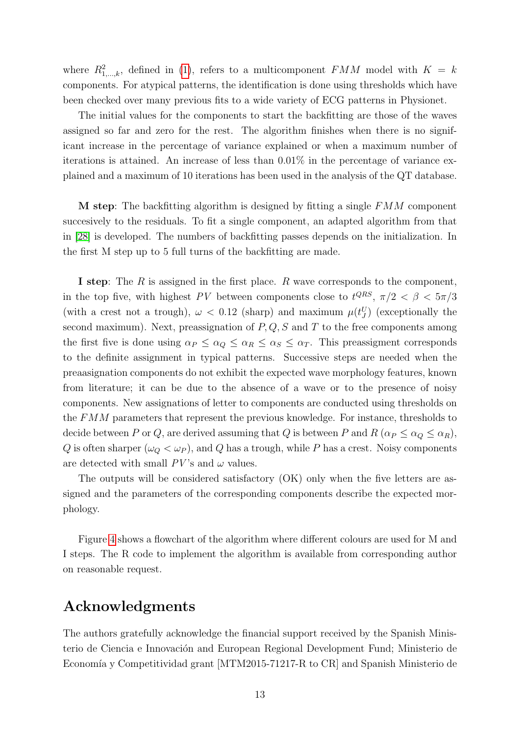where $R^2_{1,\ldots,k}$, defined in (1), refers to a multicomponent $FMM$ model with $K = k$ components. For atypical patterns, the identification is done using thresholds which have been checked over many previous fits to a wide variety of ECG patterns in Physionet.

The initial values for the components to start the backfitting are those of the waves assigned so far and zero for the rest. The algorithm finishes when there is no significant increase in the percentage of variance explained or when a maximum number of iterations is attained. An increase of less than 0.01% in the percentage of variance explained and a maximum of 10 iterations has been used in the analysis of the QT database.

**M step**: The backfitting algorithm is designed by fitting a single $FMM$ component succesively to the residuals. To fit a single component, an adapted algorithm from that in [28] is developed. The numbers of backfitting passes depends on the initialization. In the first M step up to 5 full turns of the backfitting are made.

**I step**: The $R$ is assigned in the first place. $R$ wave corresponds to the component, in the top five, with highest $PV$ between components close to $t^{QRS}$, $\pi/2 < \beta < 5\pi/3$ (with a crest not a trough), $\omega < 0.12$ (sharp) and maximum $\mu(t^U_J)$ (exceptionally the second maximum). Next, preassignation of $P, Q, S$ and $T$ to the free components among the first five is done using $\alpha_P \leq \alpha_Q \leq \alpha_R \leq \alpha_S \leq \alpha_T$. This preassigment corresponds to the definite assignment in typical patterns. Successive steps are needed when the preaasignation components do not exhibit the expected wave morphology features, known from literature; it can be due to the absence of a wave or to the presence of noisy components. New assignations of letter to components are conducted using thresholds on the $FMM$ parameters that represent the previous knowledge. For instance, thresholds to decide between $P$ or $Q$, are derived assuming that $Q$ is between $P$ and $R$ ($\alpha_P \leq \alpha_Q \leq \alpha_R$), $Q$ is often sharper ($\omega_Q < \omega_P$), and $Q$ has a trough, while $P$ has a crest. Noisy components are detected with small $PV$'s and $\omega$ values.

The outputs will be considered satisfactory (OK) only when the five letters are assigned and the parameters of the corresponding components describe the expected morphology.

Figure 4 shows a flowchart of the algorithm where different colours are used for M and I steps. The R code to implement the algorithm is available from corresponding author on reasonable request.

## Acknowledgments

The authors gratefully acknowledge the financial support received by the Spanish Ministerio de Ciencia e Innovación and European Regional Development Fund; Ministerio de Economía y Competitividad grant [MTM2015-71217-R to CR] and Spanish Ministerio de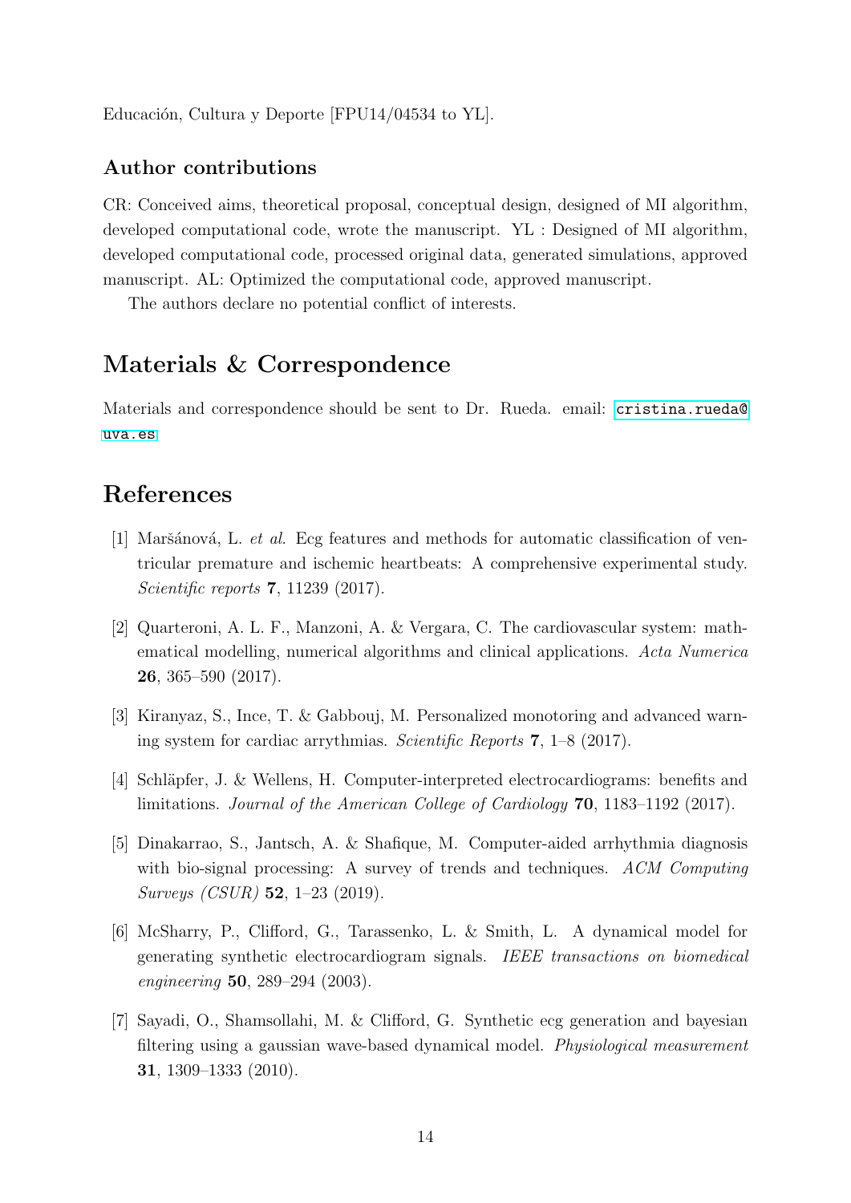Educación, Cultura y Deporte [FPU14/04534 to YL].

### Author contributions

CR: Conceived aims, theoretical proposal, conceptual design, designed of MI algorithm, developed computational code, wrote the manuscript. YL : Designed of MI algorithm, developed computational code, processed original data, generated simulations, approved manuscript. AL: Optimized the computational code, approved manuscript.

The authors declare no potential conflict of interests.

## Materials & Correspondence

Materials and correspondence should be sent to Dr. Rueda. email: cristina.rueda@uva.es

## References

[1] Maršánová, L. *et al.* Ecg features and methods for automatic classification of ventricular premature and ischemic heartbeats: A comprehensive experimental study. *Scientific reports* **7**, 11239 (2017).

[2] Quarteroni, A. L. F., Manzoni, A. & Vergara, C. The cardiovascular system: mathematical modelling, numerical algorithms and clinical applications. *Acta Numerica* **26**, 365–590 (2017).

[3] Kiranyaz, S., Ince, T. & Gabbouj, M. Personalized monotoring and advanced warning system for cardiac arrythmias. *Scientific Reports* **7**, 1–8 (2017).

[4] Schläpfer, J. & Wellens, H. Computer-interpreted electrocardiograms: benefits and limitations. *Journal of the American College of Cardiology* **70**, 1183–1192 (2017).

[5] Dinakarrao, S., Jantsch, A. & Shafique, M. Computer-aided arrhythmia diagnosis with bio-signal processing: A survey of trends and techniques. *ACM Computing Surveys (CSUR)* **52**, 1–23 (2019).

[6] McSharry, P., Clifford, G., Tarassenko, L. & Smith, L. A dynamical model for generating synthetic electrocardiogram signals. *IEEE transactions on biomedical engineering* **50**, 289–294 (2003).

[7] Sayadi, O., Shamsollahi, M. & Clifford, G. Synthetic ecg generation and bayesian filtering using a gaussian wave-based dynamical model. *Physiological measurement* **31**, 1309–1333 (2010).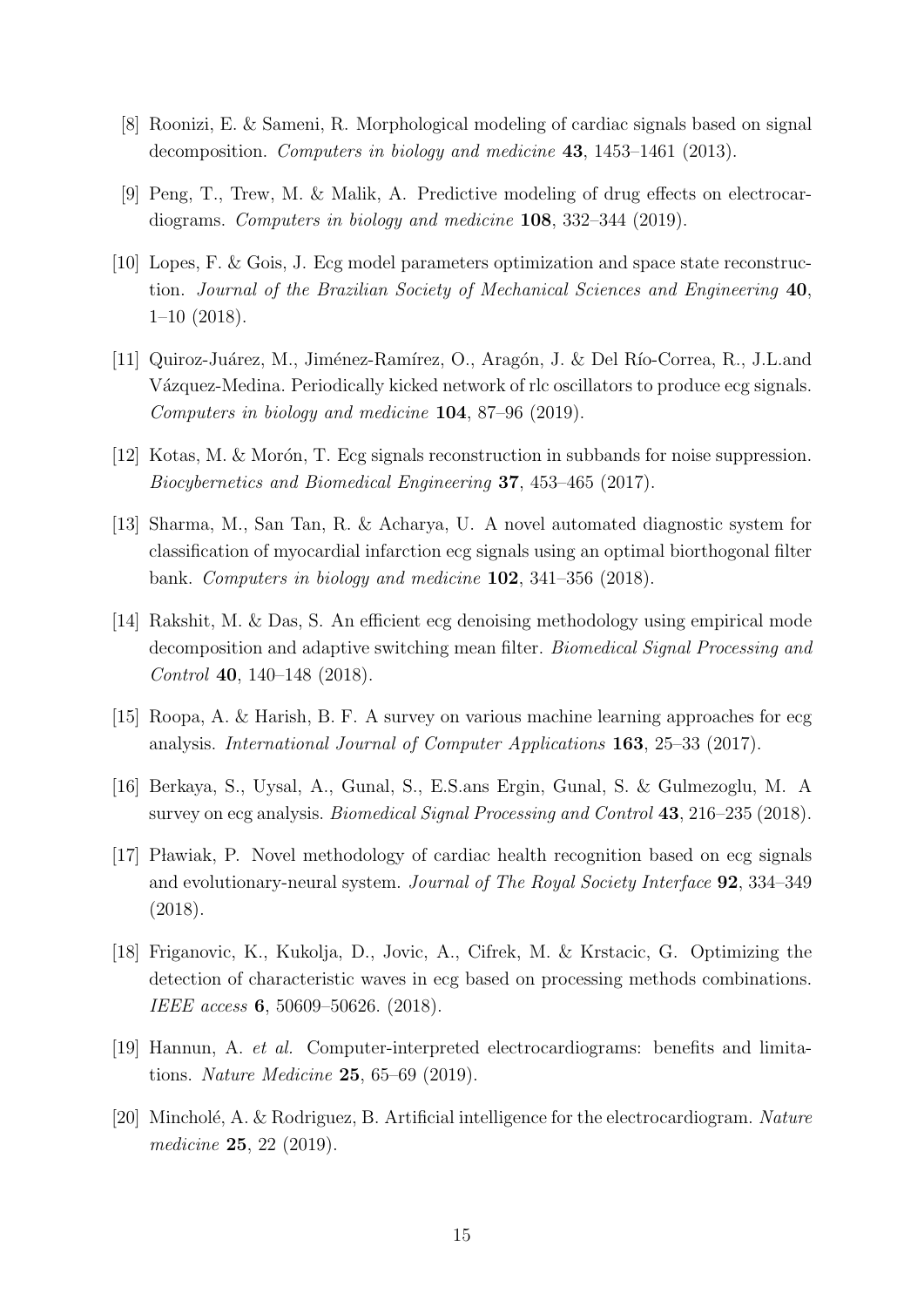[8] Roonizi, E. & Sameni, R. Morphological modeling of cardiac signals based on signal decomposition. *Computers in biology and medicine* **43**, 1453–1461 (2013).

[9] Peng, T., Trew, M. & Malik, A. Predictive modeling of drug effects on electrocardiograms. *Computers in biology and medicine* **108**, 332–344 (2019).

[10] Lopes, F. & Gois, J. Ecg model parameters optimization and space state reconstruction. *Journal of the Brazilian Society of Mechanical Sciences and Engineering* **40**, 1–10 (2018).

[11] Quiroz-Juárez, M., Jiménez-Ramírez, O., Aragón, J. & Del Río-Correa, R., J.L.and Vázquez-Medina. Periodically kicked network of rlc oscillators to produce ecg signals. *Computers in biology and medicine* **104**, 87–96 (2019).

[12] Kotas, M. & Morón, T. Ecg signals reconstruction in subbands for noise suppression. *Biocybernetics and Biomedical Engineering* **37**, 453–465 (2017).

[13] Sharma, M., San Tan, R. & Acharya, U. A novel automated diagnostic system for classification of myocardial infarction ecg signals using an optimal biorthogonal filter bank. *Computers in biology and medicine* **102**, 341–356 (2018).

[14] Rakshit, M. & Das, S. An efficient ecg denoising methodology using empirical mode decomposition and adaptive switching mean filter. *Biomedical Signal Processing and Control* **40**, 140–148 (2018).

[15] Roopa, A. & Harish, B. F. A survey on various machine learning approaches for ecg analysis. *International Journal of Computer Applications* **163**, 25–33 (2017).

[16] Berkaya, S., Uysal, A., Gunal, S., E.S.ans Ergin, Gunal, S. & Gulmezoglu, M. A survey on ecg analysis. *Biomedical Signal Processing and Control* **43**, 216–235 (2018).

[17] Pławiak, P. Novel methodology of cardiac health recognition based on ecg signals and evolutionary-neural system. *Journal of The Royal Society Interface* **92**, 334–349 (2018).

[18] Friganovic, K., Kukolja, D., Jovic, A., Cifrek, M. & Krstacic, G. Optimizing the detection of characteristic waves in ecg based on processing methods combinations. *IEEE access* **6**, 50609–50626. (2018).

[19] Hannun, A. *et al.* Computer-interpreted electrocardiograms: benefits and limitations. *Nature Medicine* **25**, 65–69 (2019).

[20] Mincholé, A. & Rodriguez, B. Artificial intelligence for the electrocardiogram. *Nature medicine* **25**, 22 (2019).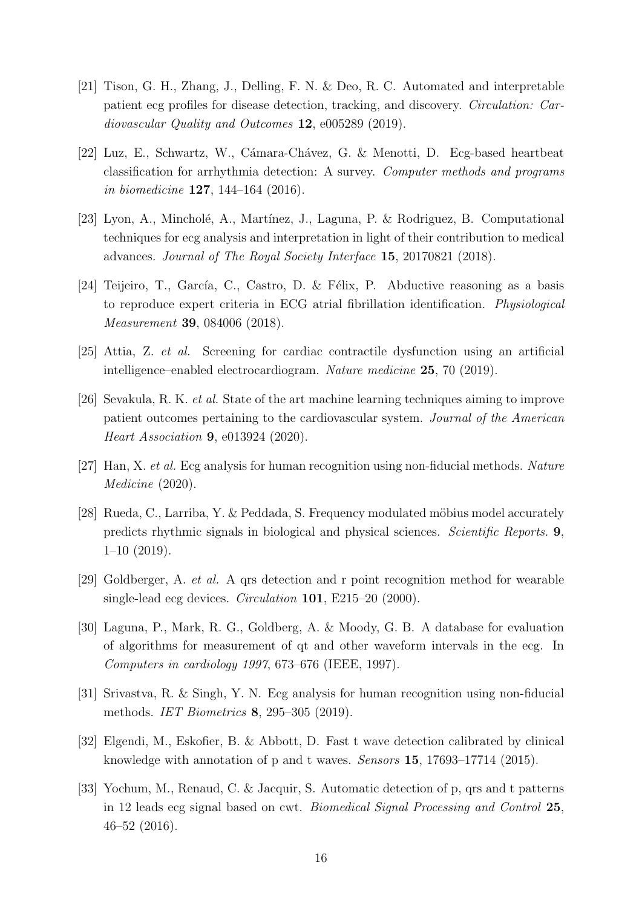[21] Tison, G. H., Zhang, J., Delling, F. N. & Deo, R. C. Automated and interpretable patient ecg profiles for disease detection, tracking, and discovery. *Circulation: Cardiovascular Quality and Outcomes* **12**, e005289 (2019).

[22] Luz, E., Schwartz, W., Cámara-Chávez, G. & Menotti, D. Ecg-based heartbeat classification for arrhythmia detection: A survey. *Computer methods and programs in biomedicine* **127**, 144–164 (2016).

[23] Lyon, A., Mincholé, A., Martínez, J., Laguna, P. & Rodriguez, B. Computational techniques for ecg analysis and interpretation in light of their contribution to medical advances. *Journal of The Royal Society Interface* **15**, 20170821 (2018).

[24] Teijeiro, T., García, C., Castro, D. & Félix, P. Abductive reasoning as a basis to reproduce expert criteria in ECG atrial fibrillation identification. *Physiological Measurement* **39**, 084006 (2018).

[25] Attia, Z. *et al.* Screening for cardiac contractile dysfunction using an artificial intelligence–enabled electrocardiogram. *Nature medicine* **25**, 70 (2019).

[26] Sevakula, R. K. *et al.* State of the art machine learning techniques aiming to improve patient outcomes pertaining to the cardiovascular system. *Journal of the American Heart Association* **9**, e013924 (2020).

[27] Han, X. *et al.* Ecg analysis for human recognition using non-fiducial methods. *Nature Medicine* (2020).

[28] Rueda, C., Larriba, Y. & Peddada, S. Frequency modulated möbius model accurately predicts rhythmic signals in biological and physical sciences. *Scientific Reports.* **9**, 1–10 (2019).

[29] Goldberger, A. *et al.* A qrs detection and r point recognition method for wearable single-lead ecg devices. *Circulation* **101**, E215–20 (2000).

[30] Laguna, P., Mark, R. G., Goldberg, A. & Moody, G. B. A database for evaluation of algorithms for measurement of qt and other waveform intervals in the ecg. In *Computers in cardiology 1997*, 673–676 (IEEE, 1997).

[31] Srivastva, R. & Singh, Y. N. Ecg analysis for human recognition using non-fiducial methods. *IET Biometrics* **8**, 295–305 (2019).

[32] Elgendi, M., Eskofier, B. & Abbott, D. Fast t wave detection calibrated by clinical knowledge with annotation of p and t waves. *Sensors* **15**, 17693–17714 (2015).

[33] Yochum, M., Renaud, C. & Jacquir, S. Automatic detection of p, qrs and t patterns in 12 leads ecg signal based on cwt. *Biomedical Signal Processing and Control* **25**, 46–52 (2016).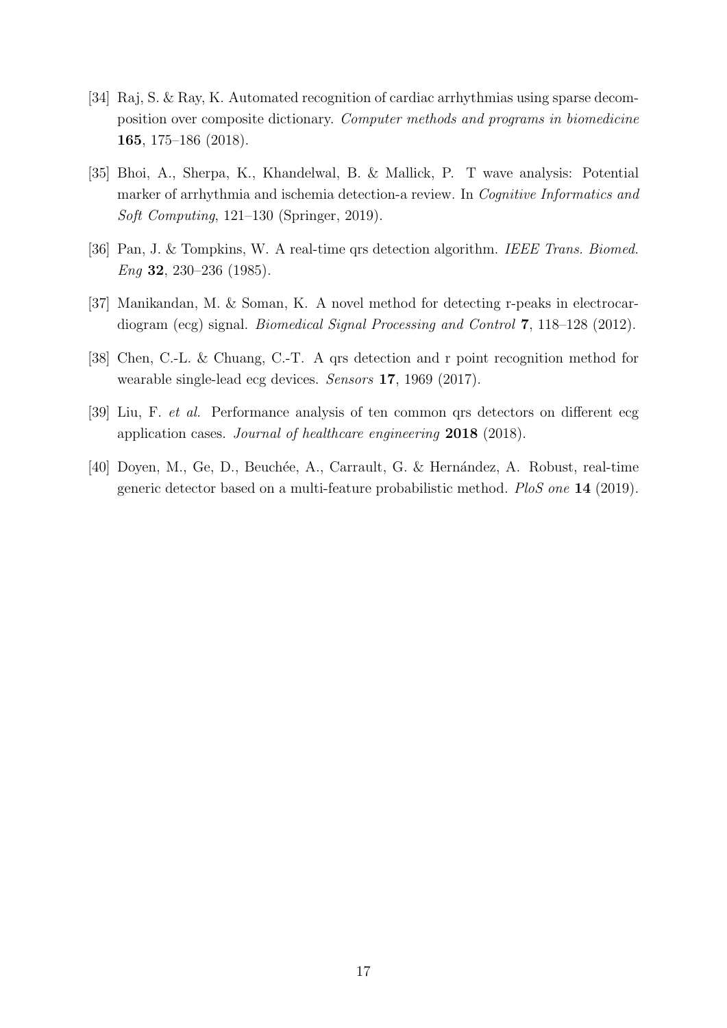[34] Raj, S. & Ray, K. Automated recognition of cardiac arrhythmias using sparse decomposition over composite dictionary. *Computer methods and programs in biomedicine* **165**, 175–186 (2018).

[35] Bhoi, A., Sherpa, K., Khandelwal, B. & Mallick, P. T wave analysis: Potential marker of arrhythmia and ischemia detection-a review. In *Cognitive Informatics and Soft Computing*, 121–130 (Springer, 2019).

[36] Pan, J. & Tompkins, W. A real-time qrs detection algorithm. *IEEE Trans. Biomed. Eng* **32**, 230–236 (1985).

[37] Manikandan, M. & Soman, K. A novel method for detecting r-peaks in electrocardiogram (ecg) signal. *Biomedical Signal Processing and Control* **7**, 118–128 (2012).

[38] Chen, C.-L. & Chuang, C.-T. A qrs detection and r point recognition method for wearable single-lead ecg devices. *Sensors* **17**, 1969 (2017).

[39] Liu, F. *et al.* Performance analysis of ten common qrs detectors on different ecg application cases. *Journal of healthcare engineering* **2018** (2018).

[40] Doyen, M., Ge, D., Beuchée, A., Carrault, G. & Hernández, A. Robust, real-time generic detector based on a multi-feature probabilistic method. *PloS one* **14** (2019).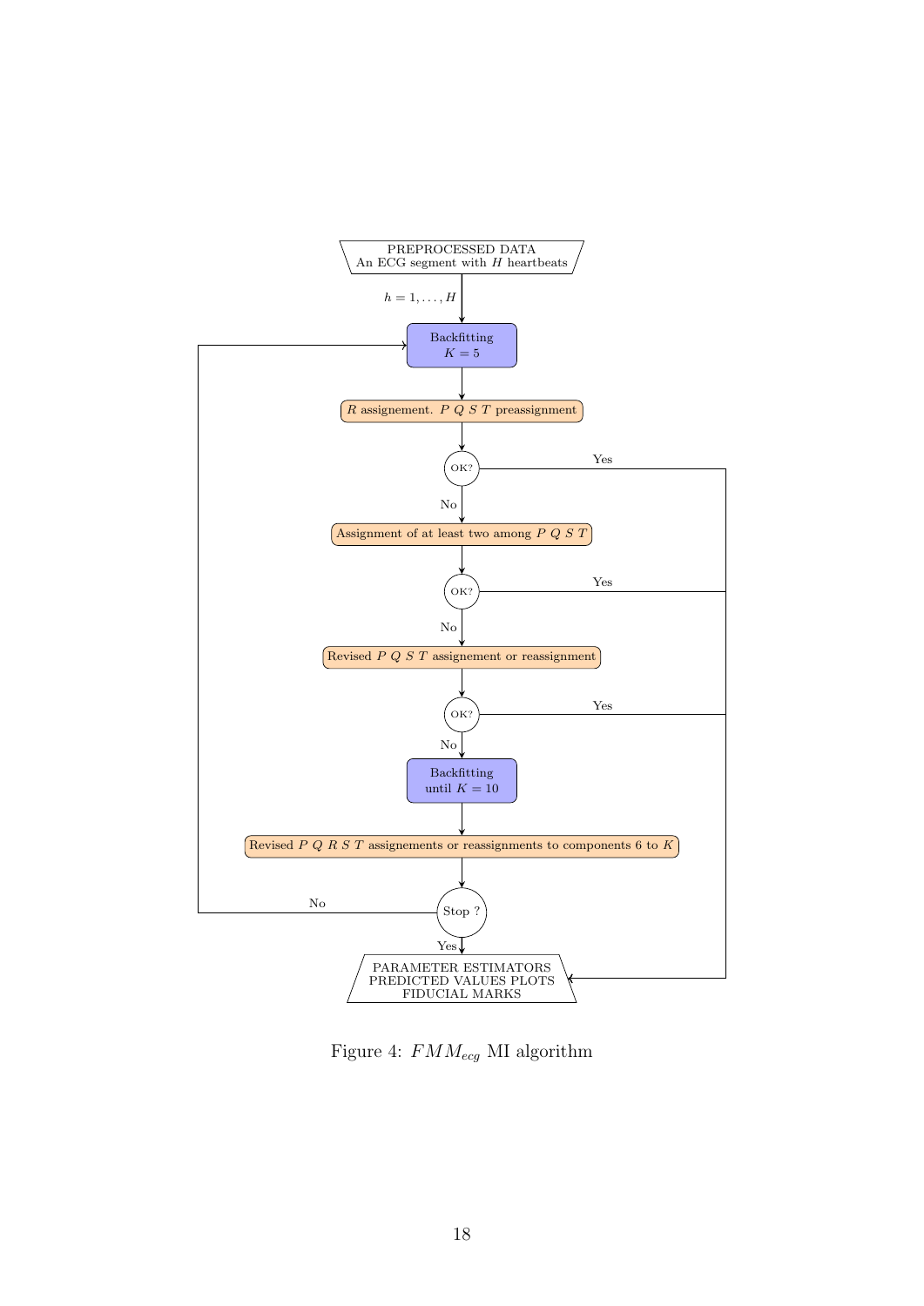PREPROCESSED DATA
An ECG segment with $H$ heartbeats

$h = 1, \ldots, H$

Backfitting
$K = 5$

$R$ assignement. $P$ $Q$ $S$ $T$ preassignment

OK?

Yes

No

Assignment of at least two among $P$ $Q$ $S$ $T$

OK?

Yes

No

Revised $P$ $Q$ $S$ $T$ assignement or reassignment

OK?

Yes

No

Backfitting
until $K = 10$

Revised $P$ $Q$ $R$ $S$ $T$ assignements or reassignments to components 6 to $K$

Stop ?

No

Yes

PARAMETER ESTIMATORS
PREDICTED VALUES PLOTS
FIDUCIAL MARKS

Figure 4: $FMM_{ecg}$ MI algorithm